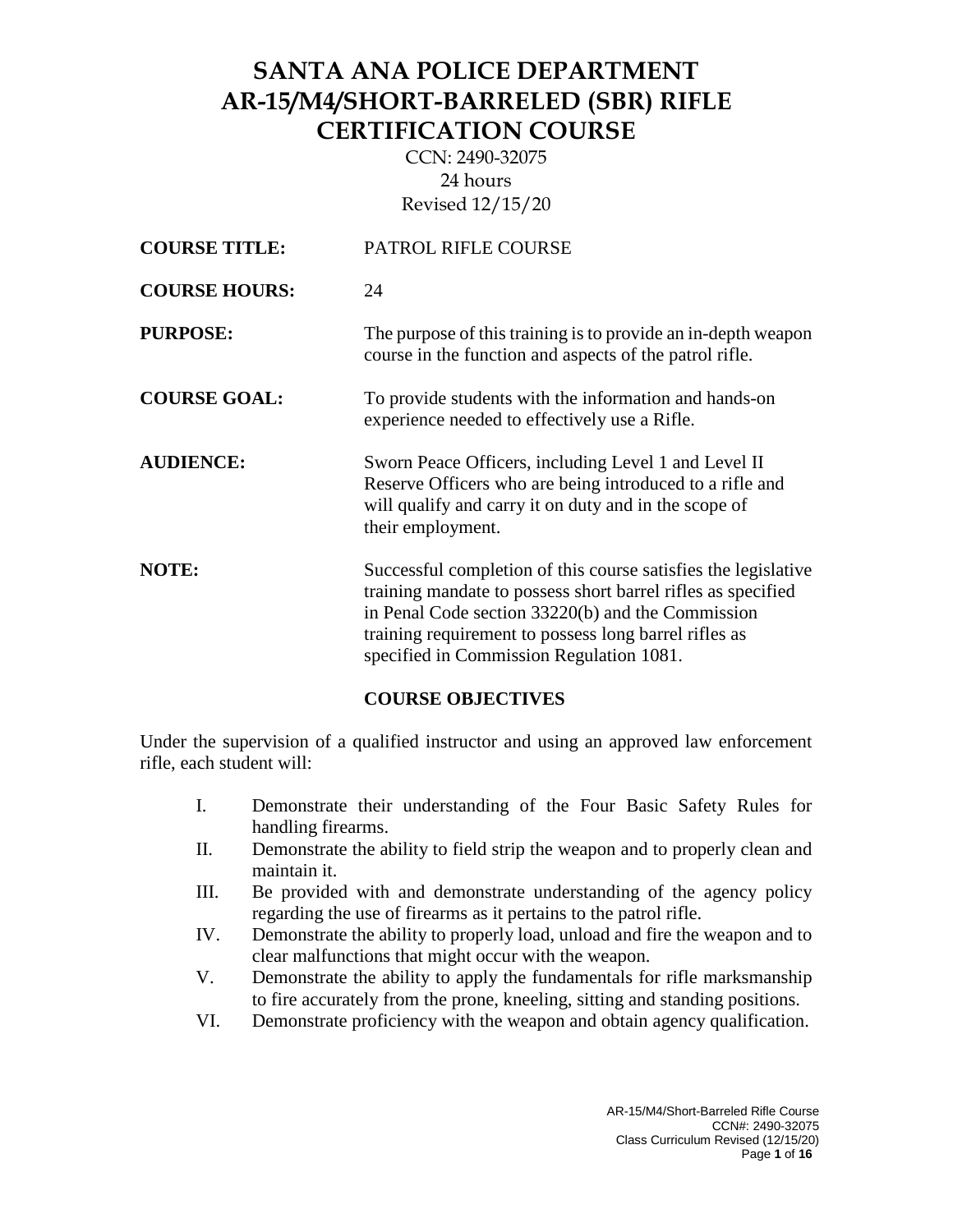# SANTA ANA POLICE DEPARTMENT
# AR-15/M4/SHORT-BARRELED (SBR) RIFLE CERTIFICATION COURSE

CCN: 2490-32075
24 hours
Revised 12/15/20

**COURSE TITLE:** PATROL RIFLE COURSE

**COURSE HOURS:** 24

**PURPOSE:** The purpose of this training is to provide an in-depth weapon course in the function and aspects of the patrol rifle.

**COURSE GOAL:** To provide students with the information and hands-on experience needed to effectively use a Rifle.

**AUDIENCE:** Sworn Peace Officers, including Level 1 and Level II Reserve Officers who are being introduced to a rifle and will qualify and carry it on duty and in the scope of their employment.

**NOTE:** Successful completion of this course satisfies the legislative training mandate to possess short barrel rifles as specified in Penal Code section 33220(b) and the Commission training requirement to possess long barrel rifles as specified in Commission Regulation 1081.

## COURSE OBJECTIVES

Under the supervision of a qualified instructor and using an approved law enforcement rifle, each student will:

I. Demonstrate their understanding of the Four Basic Safety Rules for handling firearms.
II. Demonstrate the ability to field strip the weapon and to properly clean and maintain it.
III. Be provided with and demonstrate understanding of the agency policy regarding the use of firearms as it pertains to the patrol rifle.
IV. Demonstrate the ability to properly load, unload and fire the weapon and to clear malfunctions that might occur with the weapon.
V. Demonstrate the ability to apply the fundamentals for rifle marksmanship to fire accurately from the prone, kneeling, sitting and standing positions.
VI. Demonstrate proficiency with the weapon and obtain agency qualification.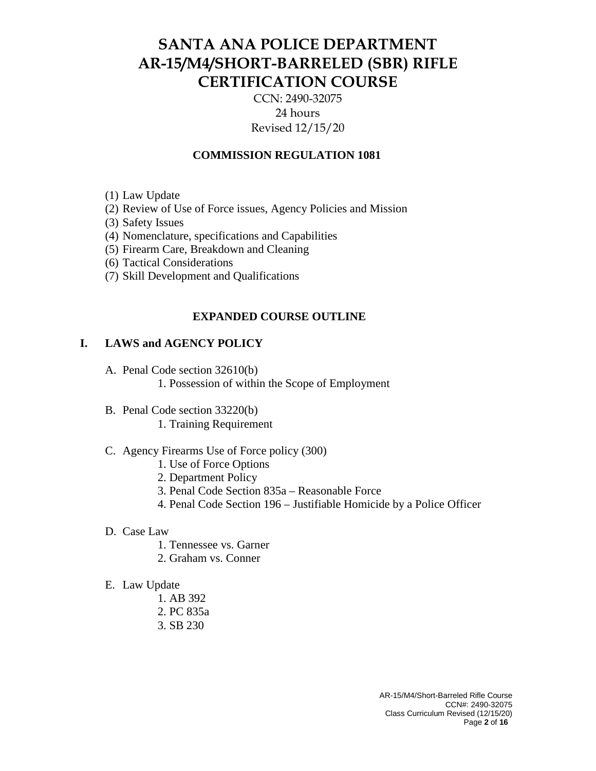# SANTA ANA POLICE DEPARTMENT AR-15/M4/SHORT-BARRELED (SBR) RIFLE CERTIFICATION COURSE

CCN: 2490-32075
24 hours
Revised 12/15/20

## COMMISSION REGULATION 1081

(1) Law Update
(2) Review of Use of Force issues, Agency Policies and Mission
(3) Safety Issues
(4) Nomenclature, specifications and Capabilities
(5) Firearm Care, Breakdown and Cleaning
(6) Tactical Considerations
(7) Skill Development and Qualifications

## EXPANDED COURSE OUTLINE

### I. LAWS and AGENCY POLICY

A. Penal Code section 32610(b)
   1. Possession of within the Scope of Employment

B. Penal Code section 33220(b)
   1. Training Requirement

C. Agency Firearms Use of Force policy (300)
   1. Use of Force Options
   2. Department Policy
   3. Penal Code Section 835a – Reasonable Force
   4. Penal Code Section 196 – Justifiable Homicide by a Police Officer

D. Case Law
   1. Tennessee vs. Garner
   2. Graham vs. Conner

E. Law Update
   1. AB 392
   2. PC 835a
   3. SB 230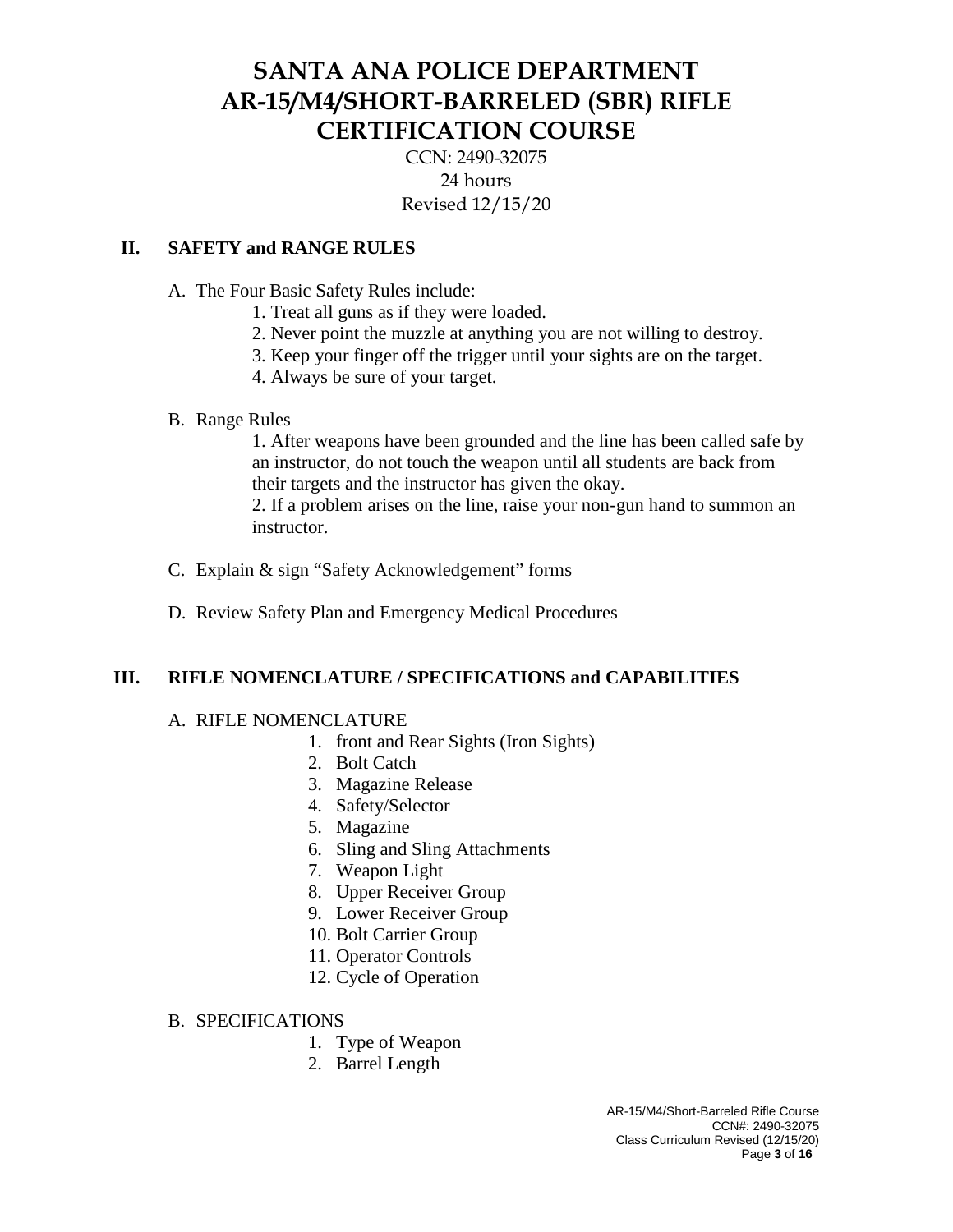# SANTA ANA POLICE DEPARTMENT
# AR-15/M4/SHORT-BARRELED (SBR) RIFLE CERTIFICATION COURSE

CCN: 2490-32075
24 hours
Revised 12/15/20

## II. SAFETY and RANGE RULES

A. The Four Basic Safety Rules include:

1. Treat all guns as if they were loaded.
2. Never point the muzzle at anything you are not willing to destroy.
3. Keep your finger off the trigger until your sights are on the target.
4. Always be sure of your target.

B. Range Rules

1. After weapons have been grounded and the line has been called safe by an instructor, do not touch the weapon until all students are back from their targets and the instructor has given the okay.
2. If a problem arises on the line, raise your non-gun hand to summon an instructor.

C. Explain & sign "Safety Acknowledgement" forms

D. Review Safety Plan and Emergency Medical Procedures

## III. RIFLE NOMENCLATURE / SPECIFICATIONS and CAPABILITIES

A. RIFLE NOMENCLATURE

1. front and Rear Sights (Iron Sights)
2. Bolt Catch
3. Magazine Release
4. Safety/Selector
5. Magazine
6. Sling and Sling Attachments
7. Weapon Light
8. Upper Receiver Group
9. Lower Receiver Group
10. Bolt Carrier Group
11. Operator Controls
12. Cycle of Operation

B. SPECIFICATIONS

1. Type of Weapon
2. Barrel Length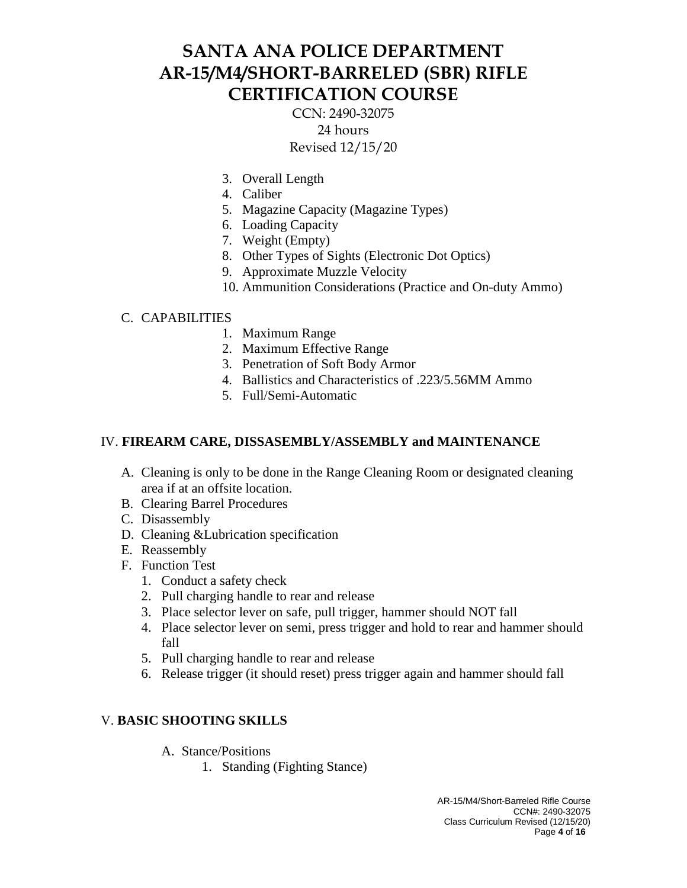# SANTA ANA POLICE DEPARTMENT
# AR-15/M4/SHORT-BARRELED (SBR) RIFLE CERTIFICATION COURSE

CCN: 2490-32075
24 hours
Revised 12/15/20

3. Overall Length
4. Caliber
5. Magazine Capacity (Magazine Types)
6. Loading Capacity
7. Weight (Empty)
8. Other Types of Sights (Electronic Dot Optics)
9. Approximate Muzzle Velocity
10. Ammunition Considerations (Practice and On-duty Ammo)

C. CAPABILITIES

1. Maximum Range
2. Maximum Effective Range
3. Penetration of Soft Body Armor
4. Ballistics and Characteristics of .223/5.56MM Ammo
5. Full/Semi-Automatic

## IV. **FIREARM CARE, DISSASEMBLY/ASSEMBLY and MAINTENANCE**

A. Cleaning is only to be done in the Range Cleaning Room or designated cleaning area if at an offsite location.
B. Clearing Barrel Procedures
C. Disassembly
D. Cleaning &Lubrication specification
E. Reassembly
F. Function Test
   1. Conduct a safety check
   2. Pull charging handle to rear and release
   3. Place selector lever on safe, pull trigger, hammer should NOT fall
   4. Place selector lever on semi, press trigger and hold to rear and hammer should fall
   5. Pull charging handle to rear and release
   6. Release trigger (it should reset) press trigger again and hammer should fall

## V. **BASIC SHOOTING SKILLS**

A. Stance/Positions
   1. Standing (Fighting Stance)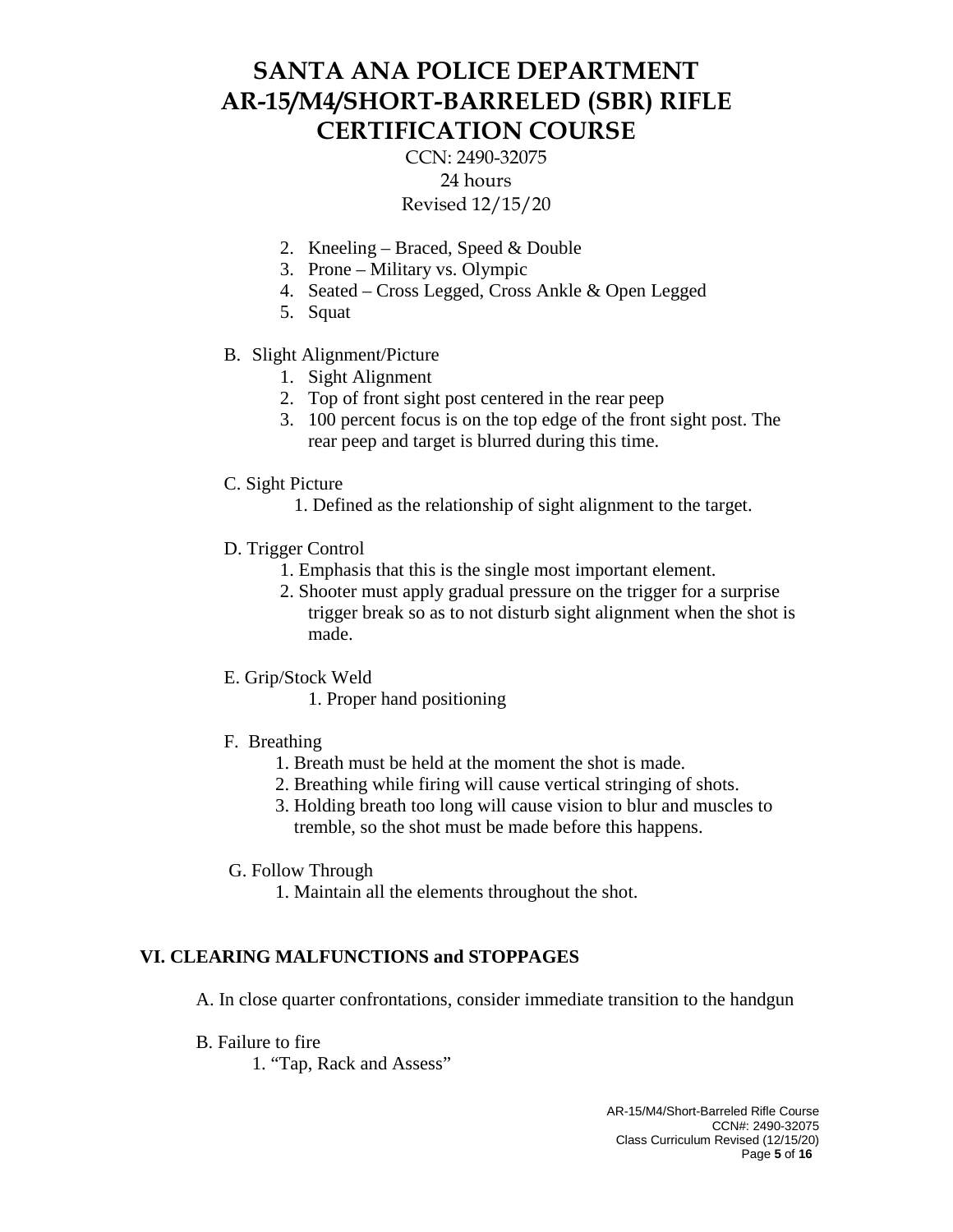2. Kneeling – Braced, Speed & Double
3. Prone – Military vs. Olympic
4. Seated – Cross Legged, Cross Ankle & Open Legged
5. Squat

B. Slight Alignment/Picture

1. Sight Alignment
2. Top of front sight post centered in the rear peep
3. 100 percent focus is on the top edge of the front sight post. The rear peep and target is blurred during this time.

C. Sight Picture

1. Defined as the relationship of sight alignment to the target.

D. Trigger Control

1. Emphasis that this is the single most important element.
2. Shooter must apply gradual pressure on the trigger for a surprise trigger break so as to not disturb sight alignment when the shot is made.

E. Grip/Stock Weld

1. Proper hand positioning

F. Breathing

1. Breath must be held at the moment the shot is made.
2. Breathing while firing will cause vertical stringing of shots.
3. Holding breath too long will cause vision to blur and muscles to tremble, so the shot must be made before this happens.

G. Follow Through

1. Maintain all the elements throughout the shot.

## VI. CLEARING MALFUNCTIONS and STOPPAGES

A. In close quarter confrontations, consider immediate transition to the handgun

B. Failure to fire

1. "Tap, Rack and Assess"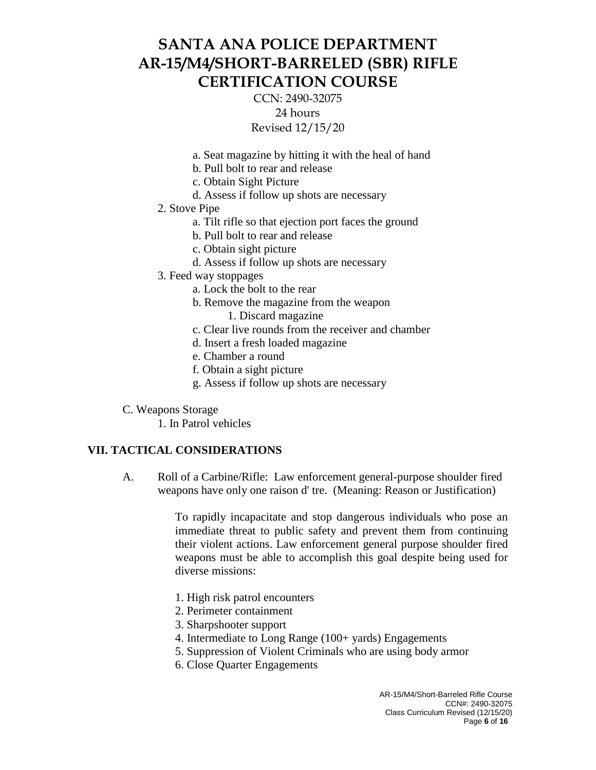a. Seat magazine by hitting it with the heal of hand
b. Pull bolt to rear and release
c. Obtain Sight Picture
d. Assess if follow up shots are necessary

2. Stove Pipe
   a. Tilt rifle so that ejection port faces the ground
   b. Pull bolt to rear and release
   c. Obtain sight picture
   d. Assess if follow up shots are necessary
3. Feed way stoppages
   a. Lock the bolt to the rear
   b. Remove the magazine from the weapon
      1. Discard magazine
   c. Clear live rounds from the receiver and chamber
   d. Insert a fresh loaded magazine
   e. Chamber a round
   f. Obtain a sight picture
   g. Assess if follow up shots are necessary

C. Weapons Storage
   1. In Patrol vehicles

## VII. TACTICAL CONSIDERATIONS

A. Roll of a Carbine/Rifle: Law enforcement general-purpose shoulder fired weapons have only one raison d' tre. (Meaning: Reason or Justification)

To rapidly incapacitate and stop dangerous individuals who pose an immediate threat to public safety and prevent them from continuing their violent actions. Law enforcement general purpose shoulder fired weapons must be able to accomplish this goal despite being used for diverse missions:

1. High risk patrol encounters
2. Perimeter containment
3. Sharpshooter support
4. Intermediate to Long Range (100+ yards) Engagements
5. Suppression of Violent Criminals who are using body armor
6. Close Quarter Engagements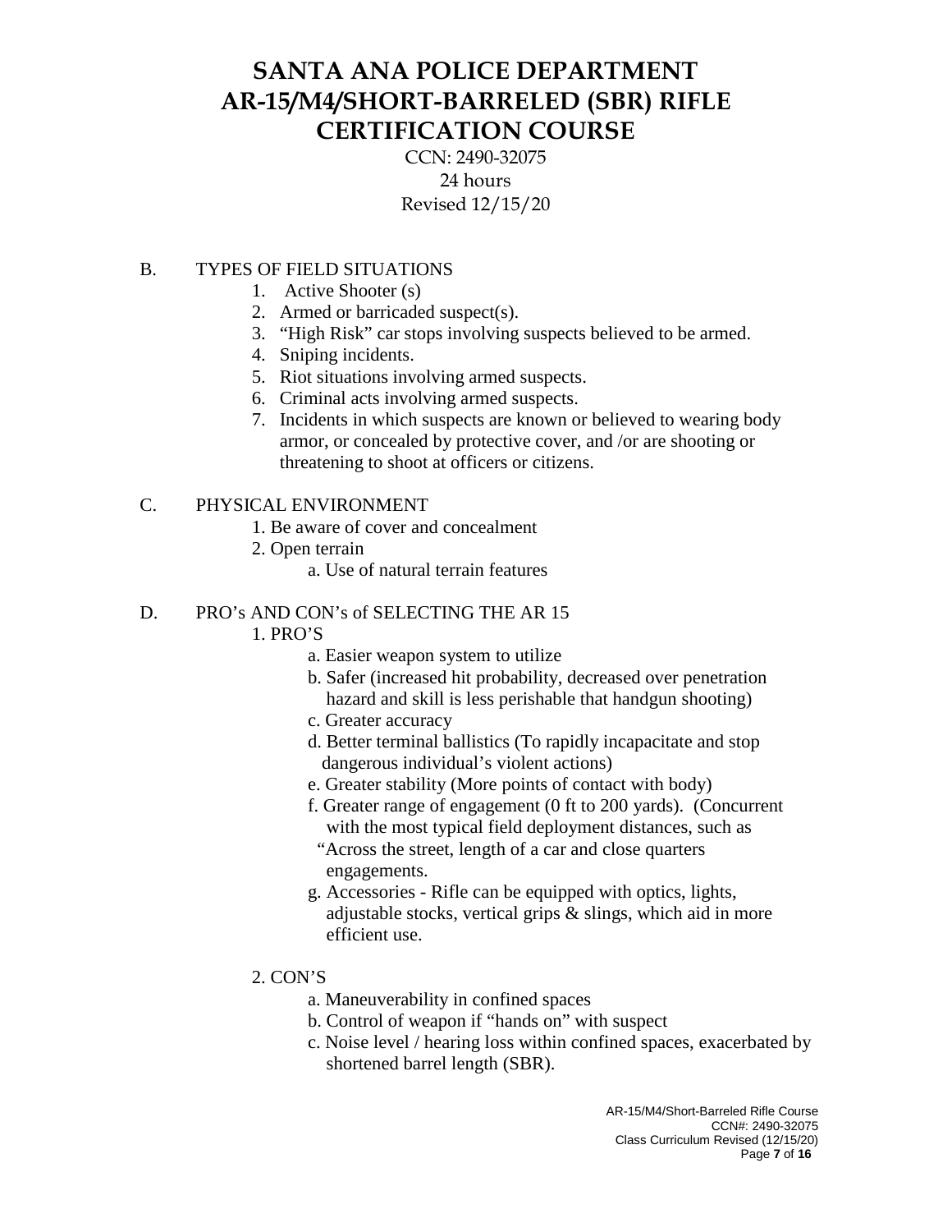B. TYPES OF FIELD SITUATIONS

1. Active Shooter (s)
2. Armed or barricaded suspect(s).
3. “High Risk” car stops involving suspects believed to be armed.
4. Sniping incidents.
5. Riot situations involving armed suspects.
6. Criminal acts involving armed suspects.
7. Incidents in which suspects are known or believed to wearing body armor, or concealed by protective cover, and /or are shooting or threatening to shoot at officers or citizens.

C. PHYSICAL ENVIRONMENT

1. Be aware of cover and concealment
2. Open terrain
   a. Use of natural terrain features

D. PRO’s AND CON’s of SELECTING THE AR 15

1. PRO’S
   a. Easier weapon system to utilize
   b. Safer (increased hit probability, decreased over penetration hazard and skill is less perishable that handgun shooting)
   c. Greater accuracy
   d. Better terminal ballistics (To rapidly incapacitate and stop dangerous individual’s violent actions)
   e. Greater stability (More points of contact with body)
   f. Greater range of engagement (0 ft to 200 yards). (Concurrent with the most typical field deployment distances, such as “Across the street, length of a car and close quarters engagements.
   g. Accessories - Rifle can be equipped with optics, lights, adjustable stocks, vertical grips & slings, which aid in more efficient use.

2. CON’S
   a. Maneuverability in confined spaces
   b. Control of weapon if “hands on” with suspect
   c. Noise level / hearing loss within confined spaces, exacerbated by shortened barrel length (SBR).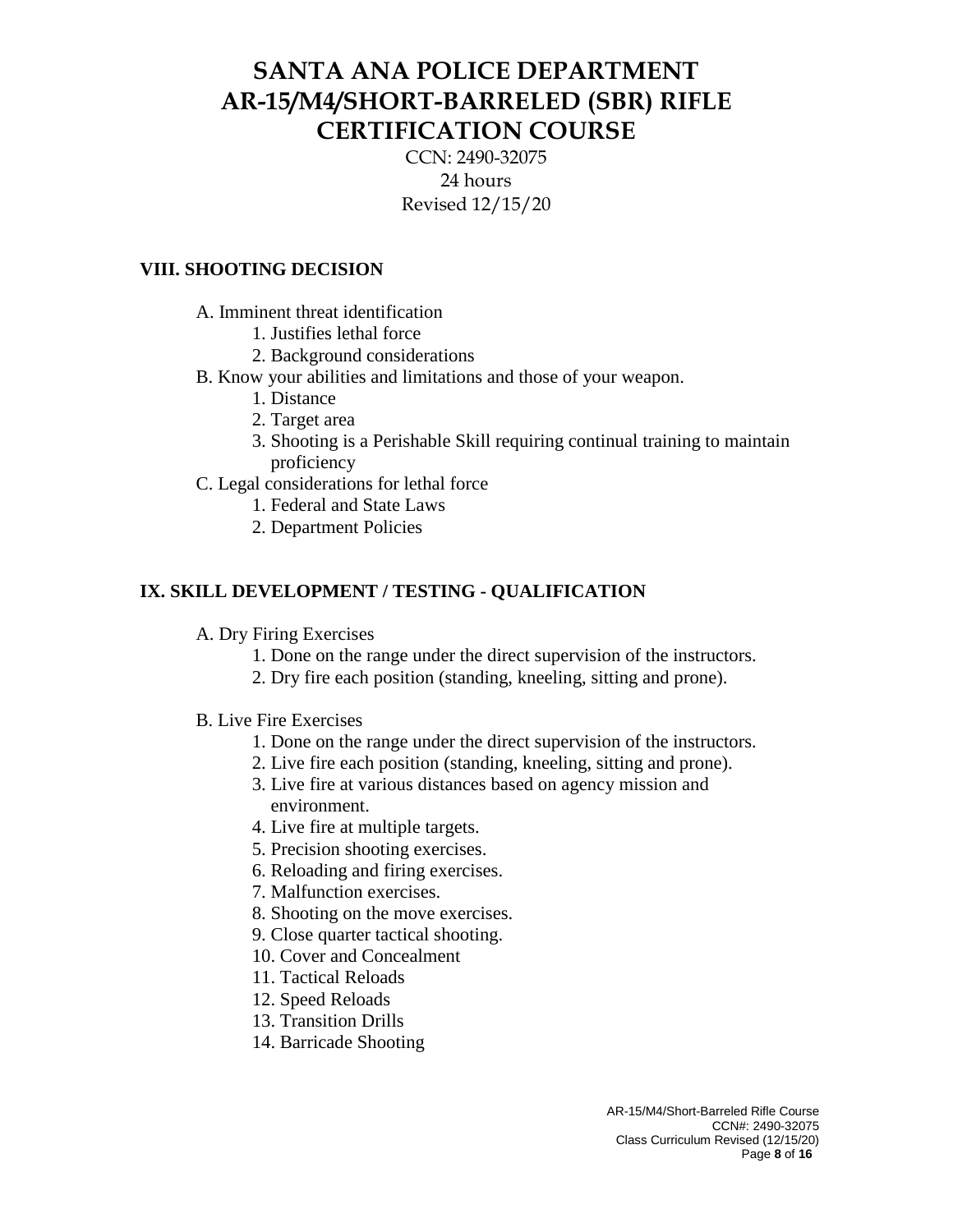# SANTA ANA POLICE DEPARTMENT
# AR-15/M4/SHORT-BARRELED (SBR) RIFLE CERTIFICATION COURSE

CCN: 2490-32075
24 hours
Revised 12/15/20

## VIII. SHOOTING DECISION

- A. Imminent threat identification
    1. Justifies lethal force
    2. Background considerations
- B. Know your abilities and limitations and those of your weapon.
    1. Distance
    2. Target area
    3. Shooting is a Perishable Skill requiring continual training to maintain proficiency
- C. Legal considerations for lethal force
    1. Federal and State Laws
    2. Department Policies

## IX. SKILL DEVELOPMENT / TESTING - QUALIFICATION

- A. Dry Firing Exercises
    1. Done on the range under the direct supervision of the instructors.
    2. Dry fire each position (standing, kneeling, sitting and prone).

- B. Live Fire Exercises
    1. Done on the range under the direct supervision of the instructors.
    2. Live fire each position (standing, kneeling, sitting and prone).
    3. Live fire at various distances based on agency mission and environment.
    4. Live fire at multiple targets.
    5. Precision shooting exercises.
    6. Reloading and firing exercises.
    7. Malfunction exercises.
    8. Shooting on the move exercises.
    9. Close quarter tactical shooting.
    10. Cover and Concealment
    11. Tactical Reloads
    12. Speed Reloads
    13. Transition Drills
    14. Barricade Shooting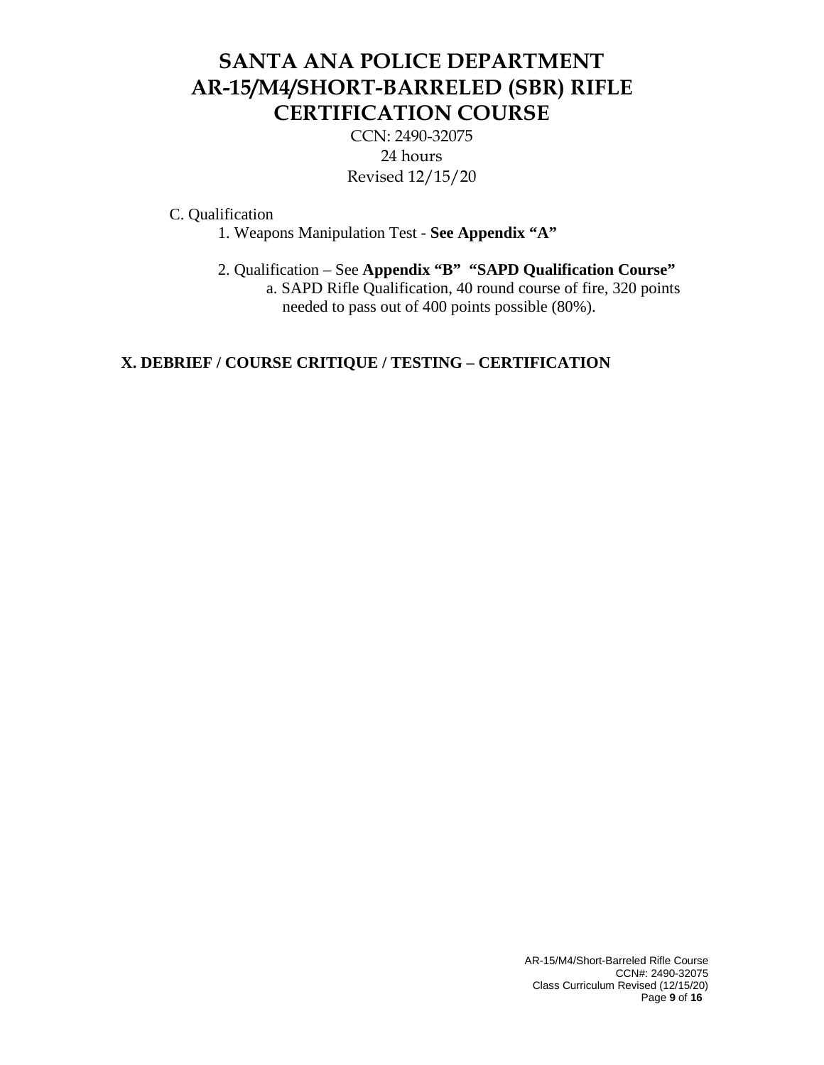# SANTA ANA POLICE DEPARTMENT
# AR-15/M4/SHORT-BARRELED (SBR) RIFLE CERTIFICATION COURSE

CCN: 2490-32075
24 hours
Revised 12/15/20

C. Qualification

1. Weapons Manipulation Test - **See Appendix "A"**

2. Qualification – See **Appendix "B" "SAPD Qualification Course"**
   a. SAPD Rifle Qualification, 40 round course of fire, 320 points needed to pass out of 400 points possible (80%).

**X. DEBRIEF / COURSE CRITIQUE / TESTING – CERTIFICATION**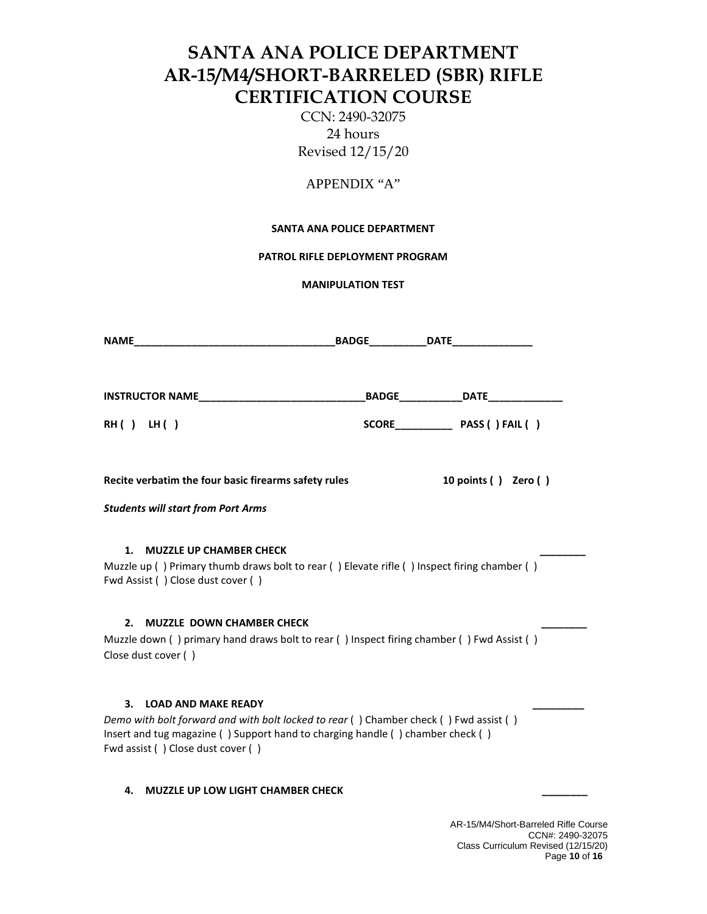# SANTA ANA POLICE DEPARTMENT
# AR-15/M4/SHORT-BARRELED (SBR) RIFLE CERTIFICATION COURSE

CCN: 2490-32075
24 hours
Revised 12/15/20

APPENDIX "A"

**SANTA ANA POLICE DEPARTMENT**

**PATROL RIFLE DEPLOYMENT PROGRAM**

**MANIPULATION TEST**

**NAME**___________________________________**BADGE**_________**DATE**_____________

**INSTRUCTOR NAME**____________________________**BADGE**__________**DATE**____________

**RH ( ) LH ( )** **SCORE**__________ **PASS ( ) FAIL ( )**

**Recite verbatim the four basic firearms safety rules** **10 points ( ) Zero ( )**

***Students will start from Port Arms***

**1. MUZZLE UP CHAMBER CHECK** ________

Muzzle up ( ) Primary thumb draws bolt to rear ( ) Elevate rifle ( ) Inspect firing chamber ( ) Fwd Assist ( ) Close dust cover ( )

**2. MUZZLE DOWN CHAMBER CHECK** ________

Muzzle down ( ) primary hand draws bolt to rear ( ) Inspect firing chamber ( ) Fwd Assist ( ) Close dust cover ( )

**3. LOAD AND MAKE READY** ________

*Demo with bolt forward and with bolt locked to rear* ( ) Chamber check ( ) Fwd assist ( ) Insert and tug magazine ( ) Support hand to charging handle ( ) chamber check ( ) Fwd assist ( ) Close dust cover ( )

**4. MUZZLE UP LOW LIGHT CHAMBER CHECK** ________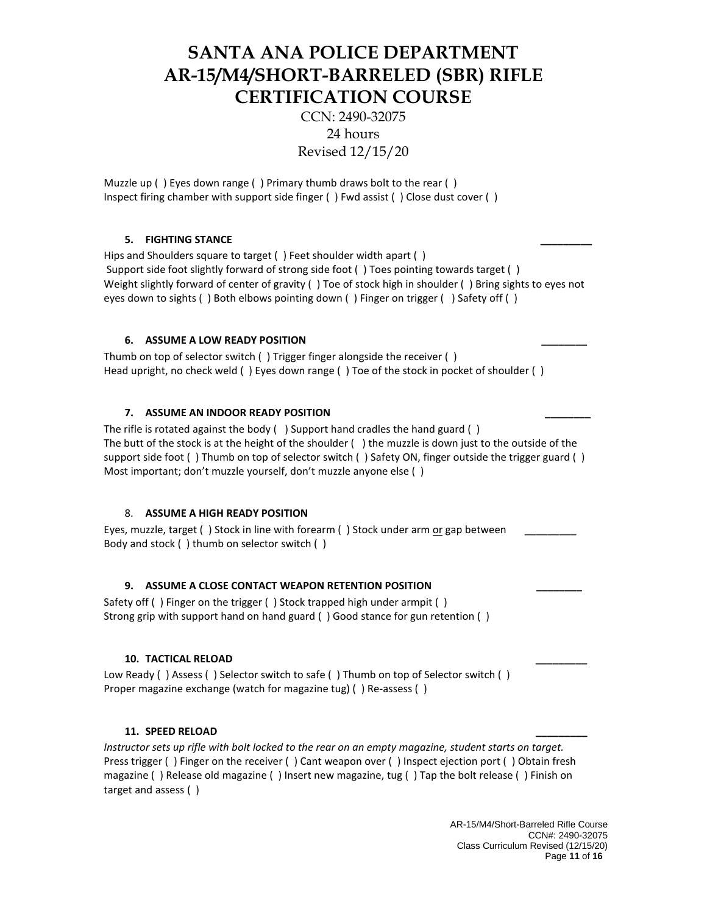# SANTA ANA POLICE DEPARTMENT
# AR-15/M4/SHORT-BARRELED (SBR) RIFLE CERTIFICATION COURSE

CCN: 2490-32075
24 hours
Revised 12/15/20

Muzzle up ( ) Eyes down range ( ) Primary thumb draws bolt to the rear ( )
Inspect firing chamber with support side finger ( ) Fwd assist ( ) Close dust cover ( )

**5. FIGHTING STANCE** _________

Hips and Shoulders square to target ( ) Feet shoulder width apart ( )
Support side foot slightly forward of strong side foot ( ) Toes pointing towards target ( )
Weight slightly forward of center of gravity ( ) Toe of stock high in shoulder ( ) Bring sights to eyes not eyes down to sights ( ) Both elbows pointing down ( ) Finger on trigger ( ) Safety off ( )

**6. ASSUME A LOW READY POSITION** ________

Thumb on top of selector switch ( ) Trigger finger alongside the receiver ( )
Head upright, no check weld ( ) Eyes down range ( ) Toe of the stock in pocket of shoulder ( )

**7. ASSUME AN INDOOR READY POSITION** ________

The rifle is rotated against the body ( ) Support hand cradles the hand guard ( )
The butt of the stock is at the height of the shoulder ( ) the muzzle is down just to the outside of the support side foot ( ) Thumb on top of selector switch ( ) Safety ON, finger outside the trigger guard ( )
Most important; don't muzzle yourself, don't muzzle anyone else ( )

8. **ASSUME A HIGH READY POSITION**

Eyes, muzzle, target ( ) Stock in line with forearm ( ) Stock under arm or gap between Body and stock ( ) thumb on selector switch ( ) _________

**9. ASSUME A CLOSE CONTACT WEAPON RETENTION POSITION** ________

Safety off ( ) Finger on the trigger ( ) Stock trapped high under armpit ( )
Strong grip with support hand on hand guard ( ) Good stance for gun retention ( )

**10. TACTICAL RELOAD** _________

Low Ready ( ) Assess ( ) Selector switch to safe ( ) Thumb on top of Selector switch ( )
Proper magazine exchange (watch for magazine tug) ( ) Re-assess ( )

**11. SPEED RELOAD** _________

*Instructor sets up rifle with bolt locked to the rear on an empty magazine, student starts on target.*
Press trigger ( ) Finger on the receiver ( ) Cant weapon over ( ) Inspect ejection port ( ) Obtain fresh magazine ( ) Release old magazine ( ) Insert new magazine, tug ( ) Tap the bolt release ( ) Finish on target and assess ( )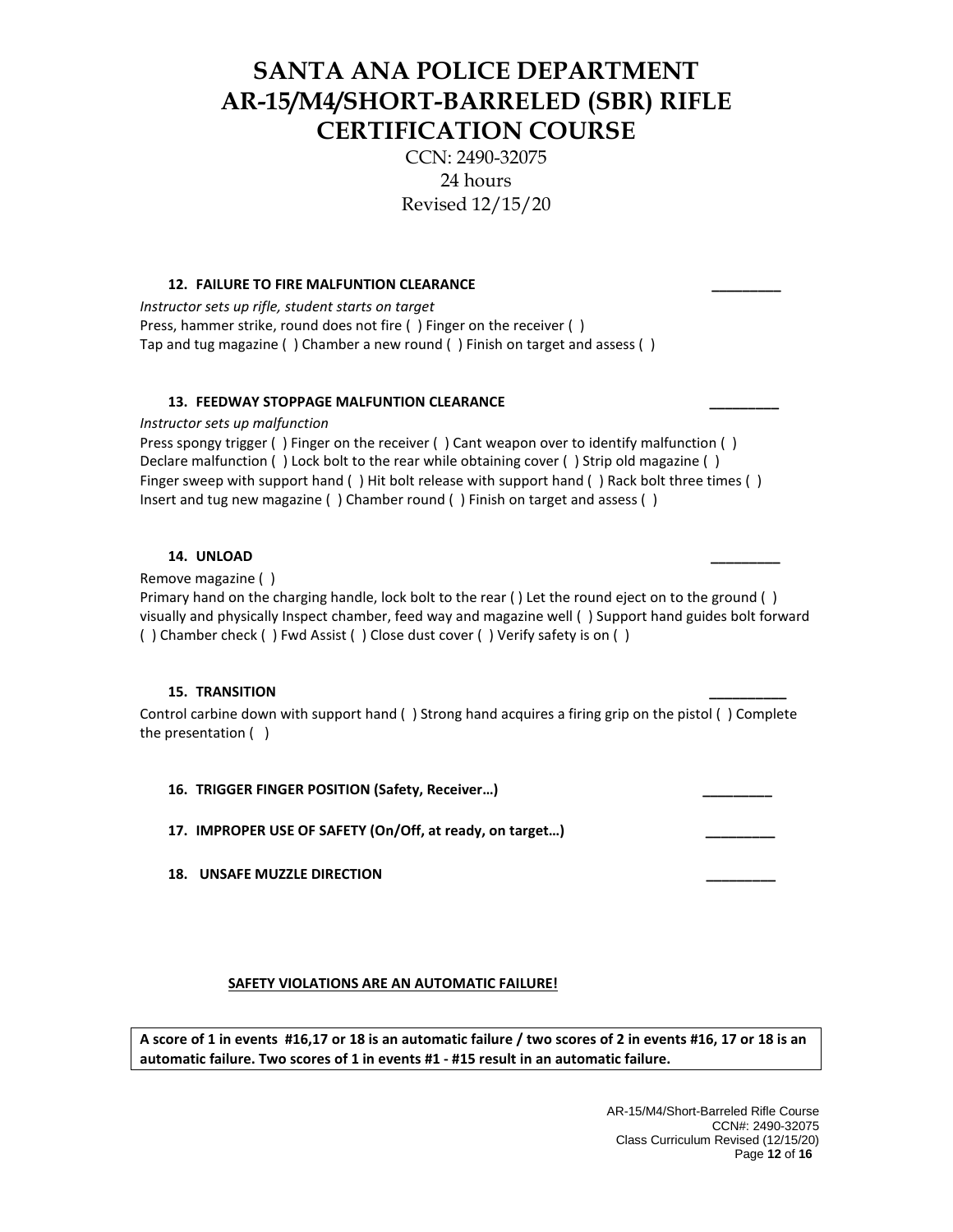# SANTA ANA POLICE DEPARTMENT
# AR-15/M4/SHORT-BARRELED (SBR) RIFLE CERTIFICATION COURSE

CCN: 2490-32075
24 hours
Revised 12/15/20

**12. FAILURE TO FIRE MALFUNTION CLEARANCE** _________

*Instructor sets up rifle, student starts on target*
Press, hammer strike, round does not fire ( ) Finger on the receiver ( )
Tap and tug magazine ( ) Chamber a new round ( ) Finish on target and assess ( )

**13. FEEDWAY STOPPAGE MALFUNTION CLEARANCE** _________

*Instructor sets up malfunction*
Press spongy trigger ( ) Finger on the receiver ( ) Cant weapon over to identify malfunction ( )
Declare malfunction ( ) Lock bolt to the rear while obtaining cover ( ) Strip old magazine ( )
Finger sweep with support hand ( ) Hit bolt release with support hand ( ) Rack bolt three times ( )
Insert and tug new magazine ( ) Chamber round ( ) Finish on target and assess ( )

**14. UNLOAD** _________

Remove magazine ( )
Primary hand on the charging handle, lock bolt to the rear ( ) Let the round eject on to the ground ( ) visually and physically Inspect chamber, feed way and magazine well ( ) Support hand guides bolt forward ( ) Chamber check ( ) Fwd Assist ( ) Close dust cover ( ) Verify safety is on ( )

**15. TRANSITION** __________

Control carbine down with support hand ( ) Strong hand acquires a firing grip on the pistol ( ) Complete the presentation ( )

**16. TRIGGER FINGER POSITION (Safety, Receiver…)** _________

**17. IMPROPER USE OF SAFETY (On/Off, at ready, on target…)** _________

**18. UNSAFE MUZZLE DIRECTION** _________

**SAFETY VIOLATIONS ARE AN AUTOMATIC FAILURE!**

**A score of 1 in events #16,17 or 18 is an automatic failure / two scores of 2 in events #16, 17 or 18 is an automatic failure. Two scores of 1 in events #1 - #15 result in an automatic failure.**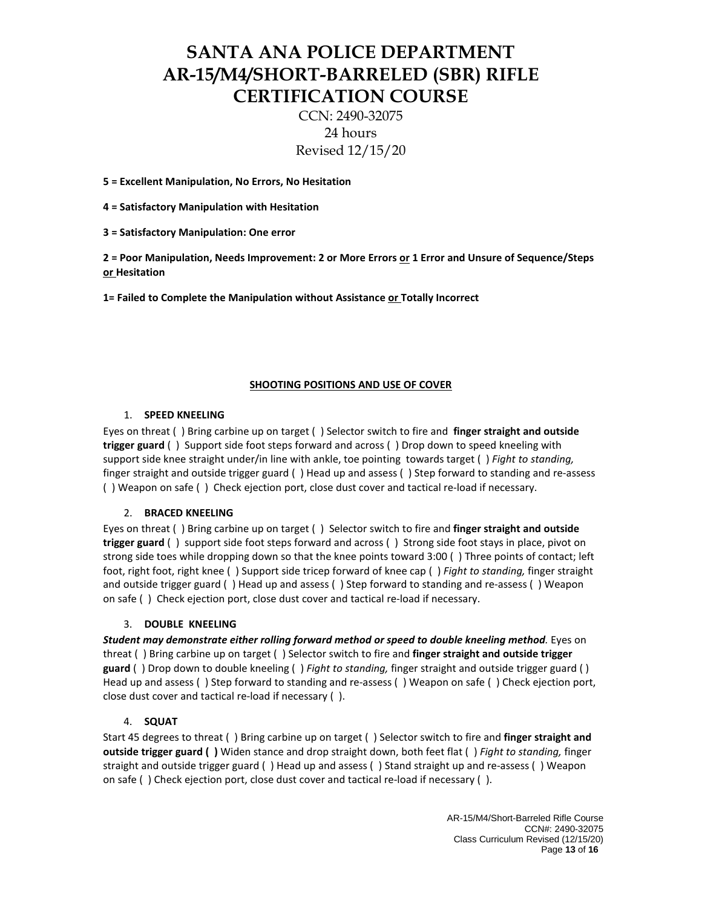# SANTA ANA POLICE DEPARTMENT
# AR-15/M4/SHORT-BARRELED (SBR) RIFLE CERTIFICATION COURSE

CCN: 2490-32075
24 hours
Revised 12/15/20

**5 = Excellent Manipulation, No Errors, No Hesitation**

**4 = Satisfactory Manipulation with Hesitation**

**3 = Satisfactory Manipulation: One error**

**2 = Poor Manipulation, Needs Improvement: 2 or More Errors or 1 Error and Unsure of Sequence/Steps or Hesitation**

**1= Failed to Complete the Manipulation without Assistance or Totally Incorrect**

## SHOOTING POSITIONS AND USE OF COVER

1. **SPEED KNEELING**

Eyes on threat ( ) Bring carbine up on target ( ) Selector switch to fire and **finger straight and outside trigger guard** ( ) Support side foot steps forward and across ( ) Drop down to speed kneeling with support side knee straight under/in line with ankle, toe pointing towards target ( ) *Fight to standing,* finger straight and outside trigger guard ( ) Head up and assess ( ) Step forward to standing and re-assess ( ) Weapon on safe ( ) Check ejection port, close dust cover and tactical re-load if necessary.

2. **BRACED KNEELING**

Eyes on threat ( ) Bring carbine up on target ( ) Selector switch to fire and **finger straight and outside trigger guard** ( ) support side foot steps forward and across ( ) Strong side foot stays in place, pivot on strong side toes while dropping down so that the knee points toward 3:00 ( ) Three points of contact; left foot, right foot, right knee ( ) Support side tricep forward of knee cap ( ) *Fight to standing,* finger straight and outside trigger guard ( ) Head up and assess ( ) Step forward to standing and re-assess ( ) Weapon on safe ( ) Check ejection port, close dust cover and tactical re-load if necessary.

3. **DOUBLE KNEELING**

***Student may demonstrate either rolling forward method or speed to double kneeling method.*** Eyes on threat ( ) Bring carbine up on target ( ) Selector switch to fire and **finger straight and outside trigger guard** ( ) Drop down to double kneeling ( ) *Fight to standing,* finger straight and outside trigger guard ( ) Head up and assess ( ) Step forward to standing and re-assess ( ) Weapon on safe ( ) Check ejection port, close dust cover and tactical re-load if necessary ( ).

4. **SQUAT**

Start 45 degrees to threat ( ) Bring carbine up on target ( ) Selector switch to fire and **finger straight and outside trigger guard ( )** Widen stance and drop straight down, both feet flat ( ) *Fight to standing,* finger straight and outside trigger guard ( ) Head up and assess ( ) Stand straight up and re-assess ( ) Weapon on safe ( ) Check ejection port, close dust cover and tactical re-load if necessary ( ).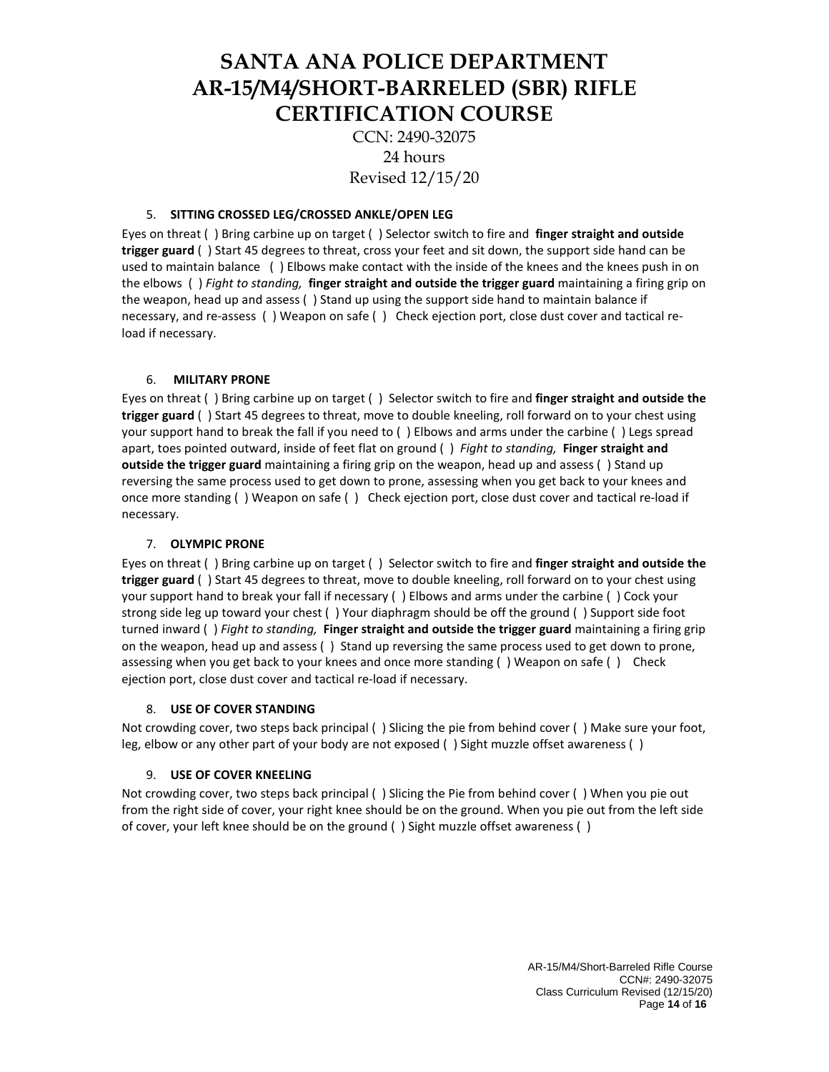# SANTA ANA POLICE DEPARTMENT
# AR-15/M4/SHORT-BARRELED (SBR) RIFLE CERTIFICATION COURSE

CCN: 2490-32075
24 hours
Revised 12/15/20

5. **SITTING CROSSED LEG/CROSSED ANKLE/OPEN LEG**

Eyes on threat ( ) Bring carbine up on target ( ) Selector switch to fire and **finger straight and outside trigger guard** ( ) Start 45 degrees to threat, cross your feet and sit down, the support side hand can be used to maintain balance ( ) Elbows make contact with the inside of the knees and the knees push in on the elbows ( ) *Fight to standing,* **finger straight and outside the trigger guard** maintaining a firing grip on the weapon, head up and assess ( ) Stand up using the support side hand to maintain balance if necessary, and re-assess ( ) Weapon on safe ( ) Check ejection port, close dust cover and tactical re-load if necessary.

6. **MILITARY PRONE**

Eyes on threat ( ) Bring carbine up on target ( ) Selector switch to fire and **finger straight and outside the trigger guard** ( ) Start 45 degrees to threat, move to double kneeling, roll forward on to your chest using your support hand to break the fall if you need to ( ) Elbows and arms under the carbine ( ) Legs spread apart, toes pointed outward, inside of feet flat on ground ( ) *Fight to standing,* **Finger straight and outside the trigger guard** maintaining a firing grip on the weapon, head up and assess ( ) Stand up reversing the same process used to get down to prone, assessing when you get back to your knees and once more standing ( ) Weapon on safe ( ) Check ejection port, close dust cover and tactical re-load if necessary.

7. **OLYMPIC PRONE**

Eyes on threat ( ) Bring carbine up on target ( ) Selector switch to fire and **finger straight and outside the trigger guard** ( ) Start 45 degrees to threat, move to double kneeling, roll forward on to your chest using your support hand to break your fall if necessary ( ) Elbows and arms under the carbine ( ) Cock your strong side leg up toward your chest ( ) Your diaphragm should be off the ground ( ) Support side foot turned inward ( ) *Fight to standing,* **Finger straight and outside the trigger guard** maintaining a firing grip on the weapon, head up and assess ( ) Stand up reversing the same process used to get down to prone, assessing when you get back to your knees and once more standing ( ) Weapon on safe ( ) Check ejection port, close dust cover and tactical re-load if necessary.

8. **USE OF COVER STANDING**

Not crowding cover, two steps back principal ( ) Slicing the pie from behind cover ( ) Make sure your foot, leg, elbow or any other part of your body are not exposed ( ) Sight muzzle offset awareness ( )

9. **USE OF COVER KNEELING**

Not crowding cover, two steps back principal ( ) Slicing the Pie from behind cover ( ) When you pie out from the right side of cover, your right knee should be on the ground. When you pie out from the left side of cover, your left knee should be on the ground ( ) Sight muzzle offset awareness ( )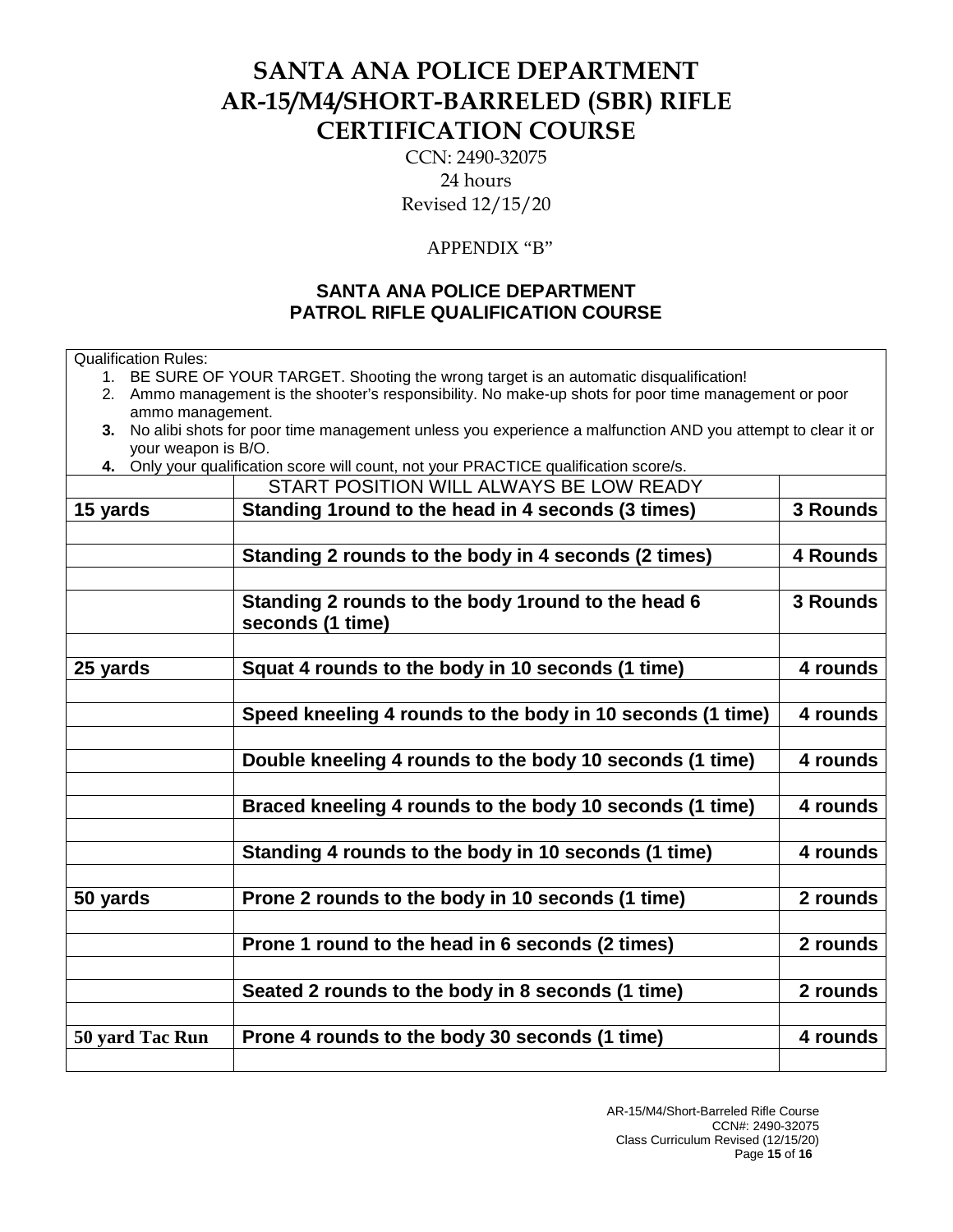# SANTA ANA POLICE DEPARTMENT
# AR-15/M4/SHORT-BARRELED (SBR) RIFLE CERTIFICATION COURSE

CCN: 2490-32075
24 hours
Revised 12/15/20

APPENDIX "B"

## SANTA ANA POLICE DEPARTMENT
## PATROL RIFLE QUALIFICATION COURSE

Qualification Rules:

1. BE SURE OF YOUR TARGET. Shooting the wrong target is an automatic disqualification!
2. Ammo management is the shooter's responsibility. No make-up shots for poor time management or poor ammo management.
3. No alibi shots for poor time management unless you experience a malfunction AND you attempt to clear it or your weapon is B/O.
4. Only your qualification score will count, not your PRACTICE qualification score/s.

| | START POSITION WILL ALWAYS BE LOW READY | |
|---|---|---|
| **15 yards** | **Standing 1round to the head in 4 seconds (3 times)** | **3 Rounds** |
| | | |
| | **Standing 2 rounds to the body in 4 seconds (2 times)** | **4 Rounds** |
| | | |
| | **Standing 2 rounds to the body 1round to the head 6 seconds (1 time)** | **3 Rounds** |
| | | |
| **25 yards** | **Squat 4 rounds to the body in 10 seconds (1 time)** | **4 rounds** |
| | | |
| | **Speed kneeling 4 rounds to the body in 10 seconds (1 time)** | **4 rounds** |
| | | |
| | **Double kneeling 4 rounds to the body 10 seconds (1 time)** | **4 rounds** |
| | | |
| | **Braced kneeling 4 rounds to the body 10 seconds (1 time)** | **4 rounds** |
| | | |
| | **Standing 4 rounds to the body in 10 seconds (1 time)** | **4 rounds** |
| | | |
| **50 yards** | **Prone 2 rounds to the body in 10 seconds (1 time)** | **2 rounds** |
| | | |
| | **Prone 1 round to the head in 6 seconds (2 times)** | **2 rounds** |
| | | |
| | **Seated 2 rounds to the body in 8 seconds (1 time)** | **2 rounds** |
| | | |
| **50 yard Tac Run** | **Prone 4 rounds to the body 30 seconds (1 time)** | **4 rounds** |
| | | |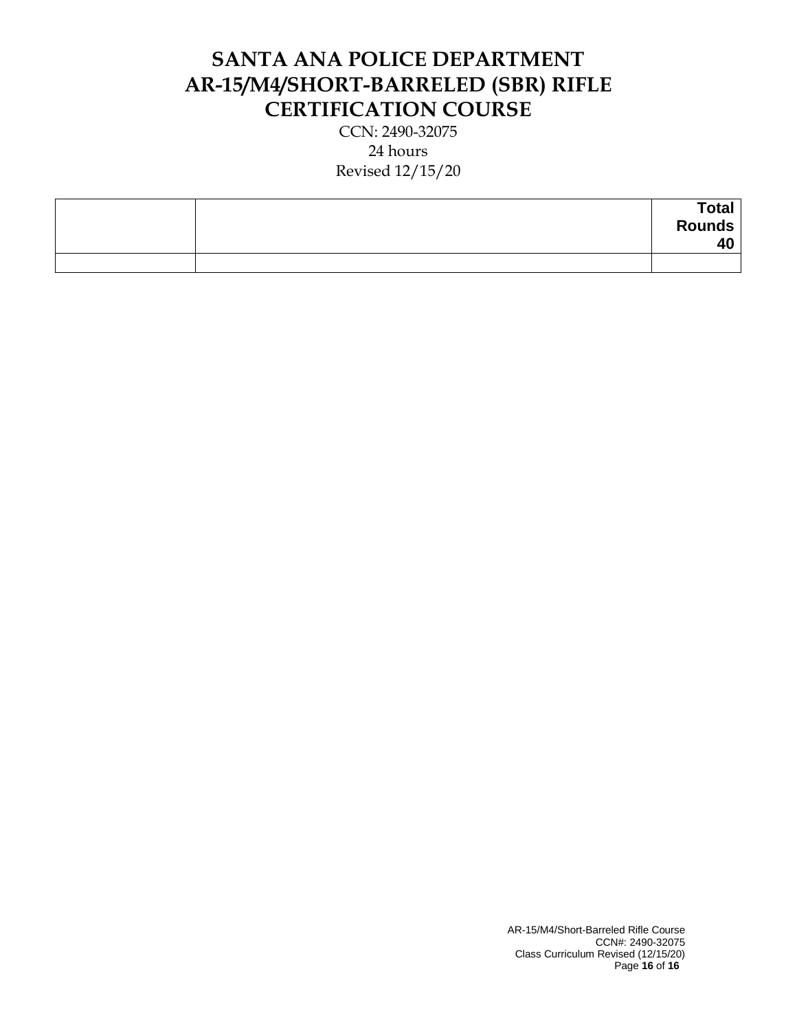# SANTA ANA POLICE DEPARTMENT
# AR-15/M4/SHORT-BARRELED (SBR) RIFLE CERTIFICATION COURSE

CCN: 2490-32075
24 hours
Revised 12/15/20

| | | **Total Rounds 40** |
|---|---|---|
| | | |